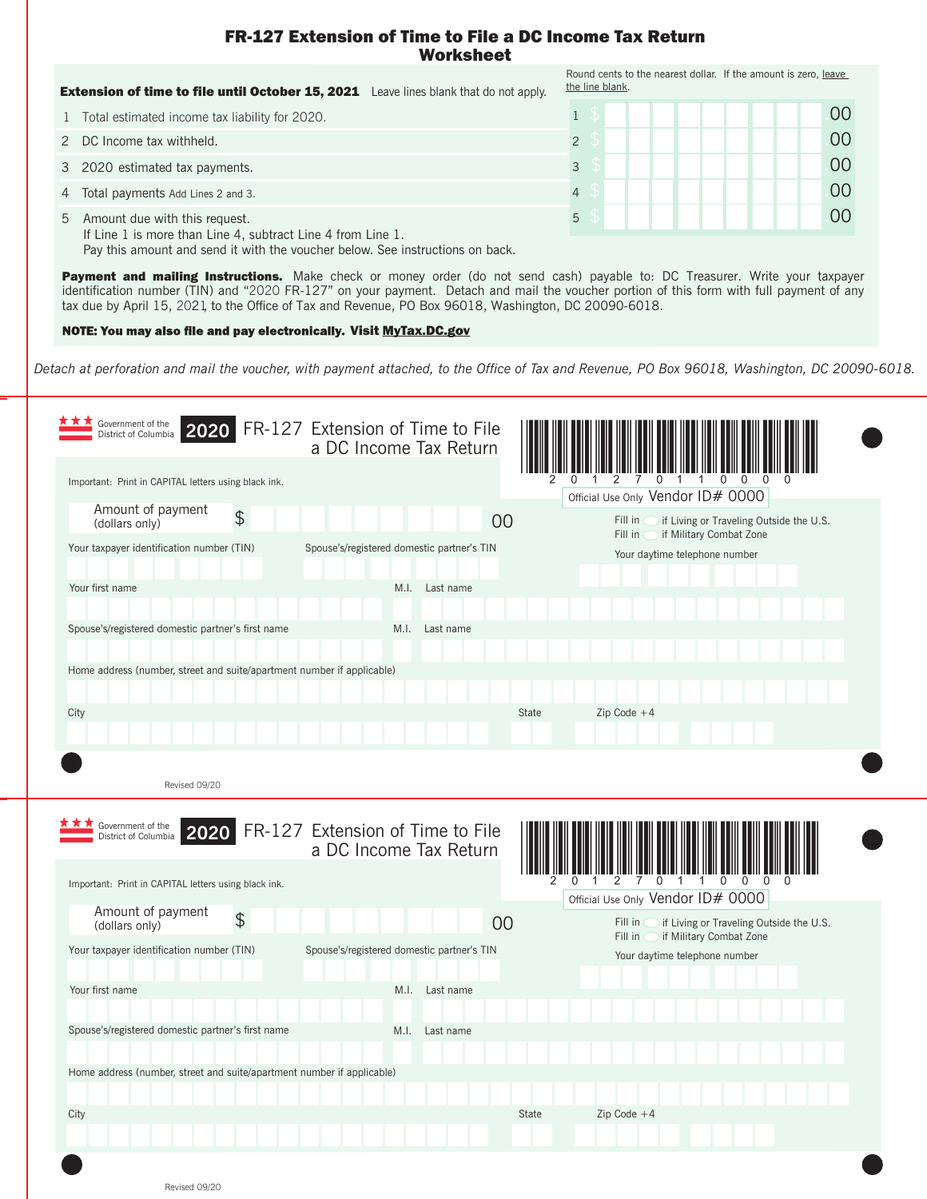# FR-127 Extension of Time to File a DC Income Tax Return Worksheet

**Extension of time to file until October 15, 2021** Leave lines blank that do not apply.

Round cents to the nearest dollar. If the amount is zero, leave the line blank.

| | | | |
|---|---|---|---|
| 1 | Total estimated income tax liability for 2020. | 1 $ | .00 |
| 2 | DC Income tax withheld. | 2 $ | .00 |
| 3 | 2020 estimated tax payments. | 3 $ | .00 |
| 4 | Total payments Add Lines 2 and 3. | 4 $ | .00 |
| 5 | Amount due with this request. If Line 1 is more than Line 4, subtract Line 4 from Line 1. Pay this amount and send it with the voucher below. See instructions on back. | 5 $ | .00 |

**Payment and mailing Instructions.** Make check or money order (do not send cash) payable to: DC Treasurer. Write your taxpayer identification number (TIN) and "2020 FR-127" on your payment. Detach and mail the voucher portion of this form with full payment of any tax due by April 15, 2021, to the Office of Tax and Revenue, PO Box 96018, Washington, DC 20090-6018.

**NOTE: You may also file and pay electronically. Visit MyTax.DC.gov**

*Detach at perforation and mail the voucher, with payment attached, to the Office of Tax and Revenue, PO Box 96018, Washington, DC 20090-6018.*

---

Government of the District of Columbia **2020** FR-127 Extension of Time to File a DC Income Tax Return

2 0 1 2 7 0 1 1 0 0 0 0

Official Use Only Vendor ID# 0000

Important: Print in CAPITAL letters using black ink.

Amount of payment (dollars only) $ .00

Fill in ◯ if Living or Traveling Outside the U.S.

Fill in ◯ if Military Combat Zone

Your taxpayer identification number (TIN)

Spouse's/registered domestic partner's TIN

Your daytime telephone number

Your first name M.I. Last name

Spouse's/registered domestic partner's first name M.I. Last name

Home address (number, street and suite/apartment number if applicable)

City State Zip Code +4

Revised 09/20

---

Government of the District of Columbia **2020** FR-127 Extension of Time to File a DC Income Tax Return

2 0 1 2 7 0 1 1 0 0 0 0

Official Use Only Vendor ID# 0000

Important: Print in CAPITAL letters using black ink.

Amount of payment (dollars only) $ .00

Fill in ◯ if Living or Traveling Outside the U.S.

Fill in ◯ if Military Combat Zone

Your taxpayer identification number (TIN)

Spouse's/registered domestic partner's TIN

Your daytime telephone number

Your first name M.I. Last name

Spouse's/registered domestic partner's first name M.I. Last name

Home address (number, street and suite/apartment number if applicable)

City State Zip Code +4

Revised 09/20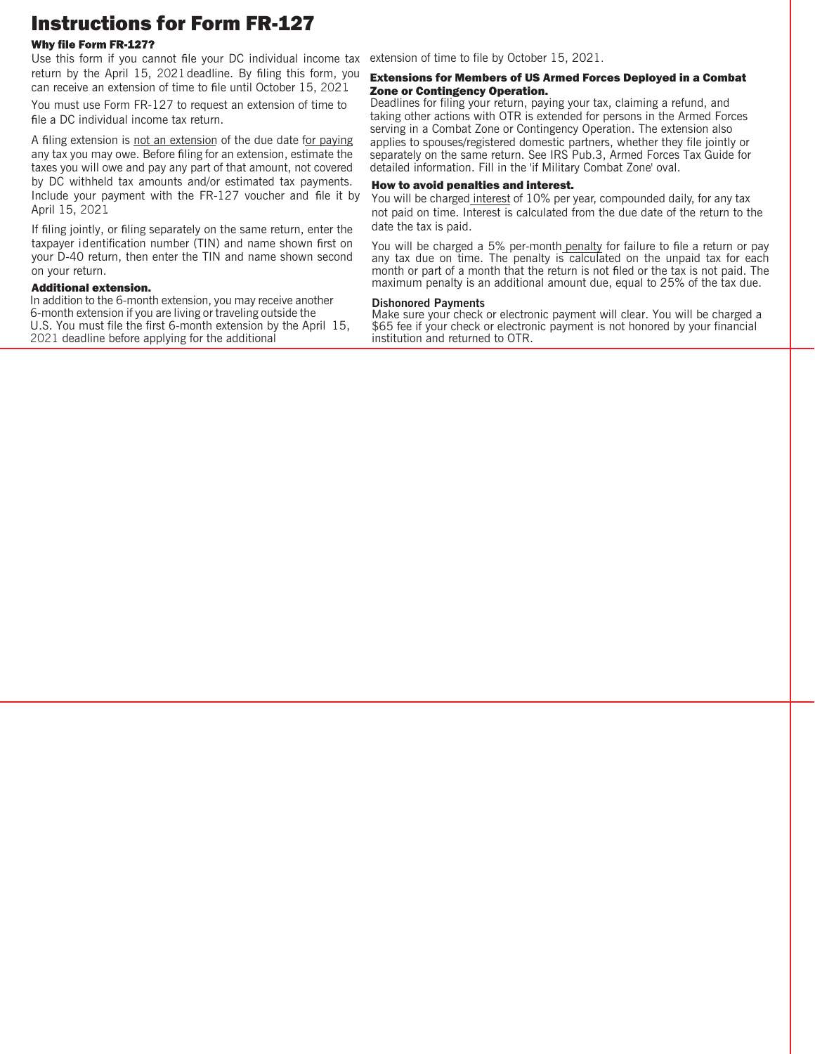# Instructions for Form FR-127

### Why file Form FR-127?

Use this form if you cannot file your DC individual income tax return by the April 15, 2021 deadline. By filing this form, you can receive an extension of time to file until October 15, 2021.

You must use Form FR-127 to request an extension of time to file a DC individual income tax return.

A filing extension is not an extension of the due date for paying any tax you may owe. Before filing for an extension, estimate the taxes you will owe and pay any part of that amount, not covered by DC withheld tax amounts and/or estimated tax payments. Include your payment with the FR-127 voucher and file it by April 15, 2021.

If filing jointly, or filing separately on the same return, enter the taxpayer identification number (TIN) and name shown first on your D-40 return, then enter the TIN and name shown second on your return.

### Additional extension.

In addition to the 6-month extension, you may receive another 6-month extension if you are living or traveling outside the U.S. You must file the first 6-month extension by the April 15, 2021 deadline before applying for the additional extension of time to file by October 15, 2021.

### Extensions for Members of US Armed Forces Deployed in a Combat Zone or Contingency Operation.

Deadlines for filing your return, paying your tax, claiming a refund, and taking other actions with OTR is extended for persons in the Armed Forces serving in a Combat Zone or Contingency Operation. The extension also applies to spouses/registered domestic partners, whether they file jointly or separately on the same return. See IRS Pub.3, Armed Forces Tax Guide for detailed information. Fill in the 'if Military Combat Zone' oval.

### How to avoid penalties and interest.

You will be charged interest of 10% per year, compounded daily, for any tax not paid on time. Interest is calculated from the due date of the return to the date the tax is paid.

You will be charged a 5% per-month penalty for failure to file a return or pay any tax due on time. The penalty is calculated on the unpaid tax for each month or part of a month that the return is not filed or the tax is not paid. The maximum penalty is an additional amount due, equal to 25% of the tax due.

### Dishonored Payments

Make sure your check or electronic payment will clear. You will be charged a $65 fee if your check or electronic payment is not honored by your financial institution and returned to OTR.